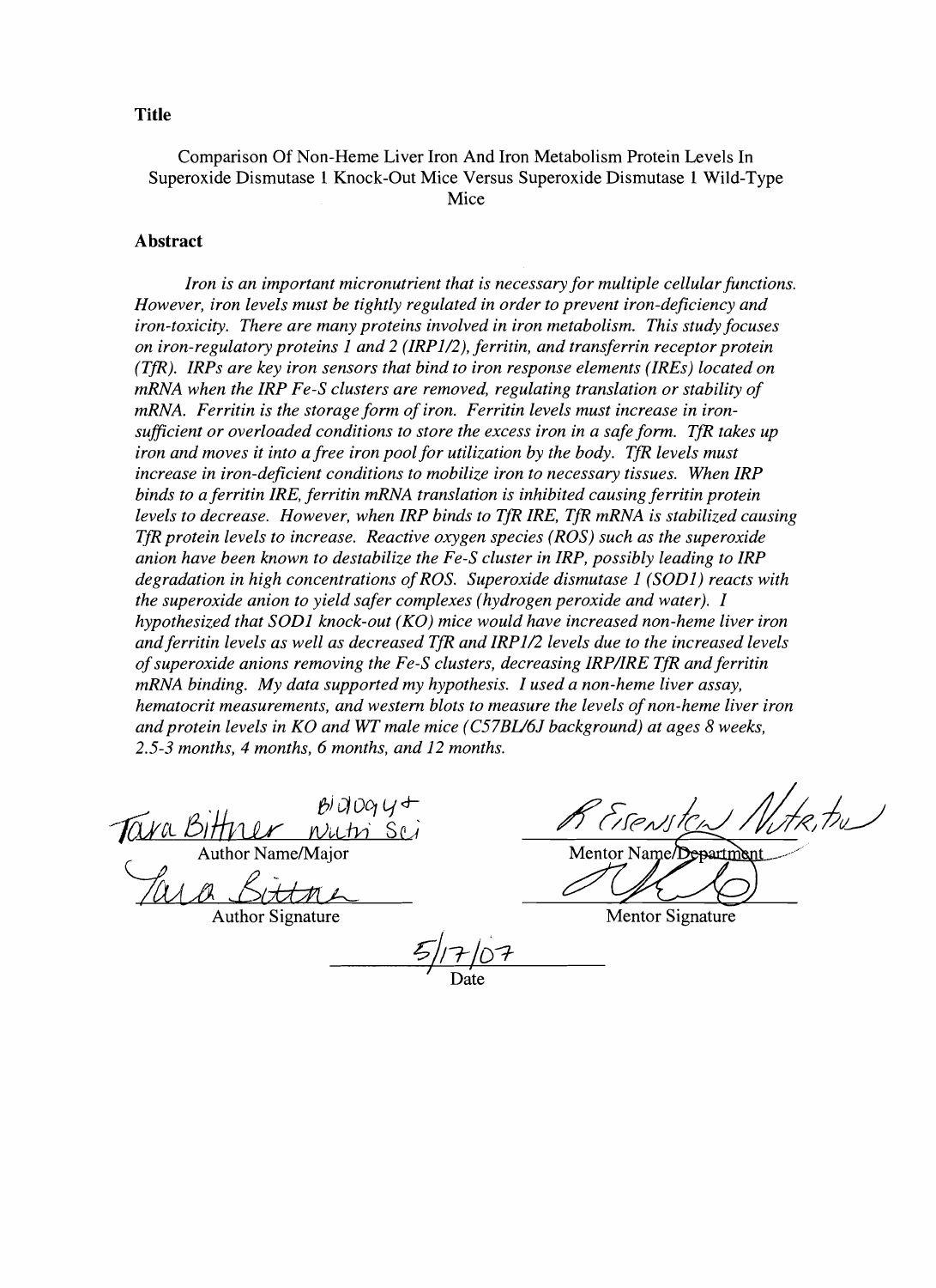**Title**

Comparison Of Non-Heme Liver Iron And Iron Metabolism Protein Levels In Superoxide Dismutase 1 Knock-Out Mice Versus Superoxide Dismutase 1 Wild-Type Mice

**Abstract**

*Iron is an important micronutrient that is necessary for multiple cellular functions. However, iron levels must be tightly regulated in order to prevent iron-deficiency and iron-toxicity. There are many proteins involved in iron metabolism. This study focuses on iron-regulatory proteins 1 and 2 (IRP1/2), ferritin, and transferrin receptor protein (TfR). IRPs are key iron sensors that bind to iron response elements (IREs) located on mRNA when the IRP Fe-S clusters are removed, regulating translation or stability of mRNA. Ferritin is the storage form of iron. Ferritin levels must increase in iron-sufficient or overloaded conditions to store the excess iron in a safe form. TfR takes up iron and moves it into a free iron pool for utilization by the body. TfR levels must increase in iron-deficient conditions to mobilize iron to necessary tissues. When IRP binds to a ferritin IRE, ferritin mRNA translation is inhibited causing ferritin protein levels to decrease. However, when IRP binds to TfR IRE, TfR mRNA is stabilized causing TfR protein levels to increase. Reactive oxygen species (ROS) such as the superoxide anion have been known to destabilize the Fe-S cluster in IRP, possibly leading to IRP degradation in high concentrations of ROS. Superoxide dismutase 1 (SOD1) reacts with the superoxide anion to yield safer complexes (hydrogen peroxide and water). I hypothesized that SOD1 knock-out (KO) mice would have increased non-heme liver iron and ferritin levels as well as decreased TfR and IRP1/2 levels due to the increased levels of superoxide anions removing the Fe-S clusters, decreasing IRP/IRE TfR and ferritin mRNA binding. My data supported my hypothesis. I used a non-heme liver assay, hematocrit measurements, and western blots to measure the levels of non-heme liver iron and protein levels in KO and WT male mice (C57BL/6J background) at ages 8 weeks, 2.5-3 months, 4 months, 6 months, and 12 months.*

Tara Bittner B100945 Nutri Sci
Author Name/Major

Tara Bittner
Author Signature

R Eisenstein Nutrition
Mentor Name/Department

Mentor Signature

5/17/07
Date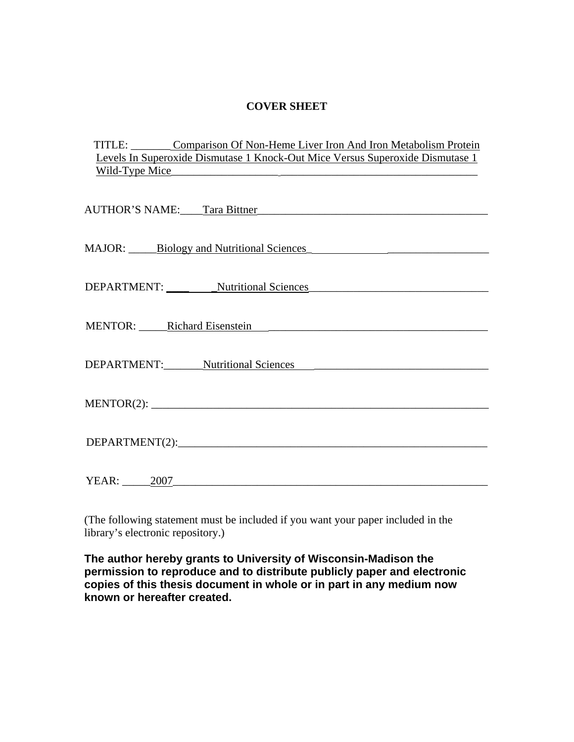# COVER SHEET

TITLE: Comparison Of Non-Heme Liver Iron And Iron Metabolism Protein Levels In Superoxide Dismutase 1 Knock-Out Mice Versus Superoxide Dismutase 1 Wild-Type Mice

AUTHOR'S NAME: Tara Bittner

MAJOR: Biology and Nutritional Sciences

DEPARTMENT: Nutritional Sciences

MENTOR: Richard Eisenstein

DEPARTMENT: Nutritional Sciences

MENTOR(2):

DEPARTMENT(2):

YEAR: 2007

(The following statement must be included if you want your paper included in the library's electronic repository.)

**The author hereby grants to University of Wisconsin-Madison the permission to reproduce and to distribute publicly paper and electronic copies of this thesis document in whole or in part in any medium now known or hereafter created.**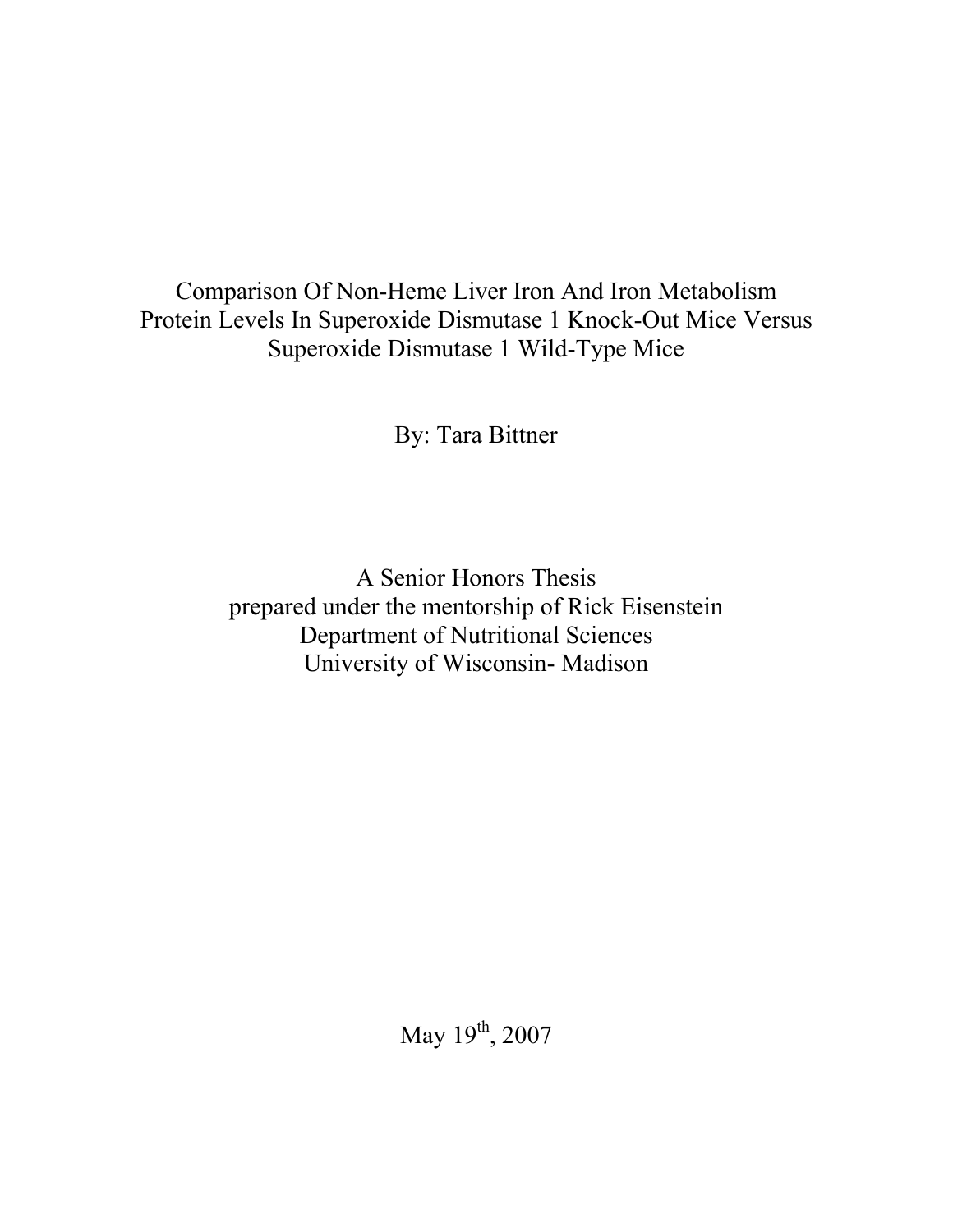# Comparison Of Non-Heme Liver Iron And Iron Metabolism Protein Levels In Superoxide Dismutase 1 Knock-Out Mice Versus Superoxide Dismutase 1 Wild-Type Mice

By: Tara Bittner

A Senior Honors Thesis
prepared under the mentorship of Rick Eisenstein
Department of Nutritional Sciences
University of Wisconsin- Madison

May 19th, 2007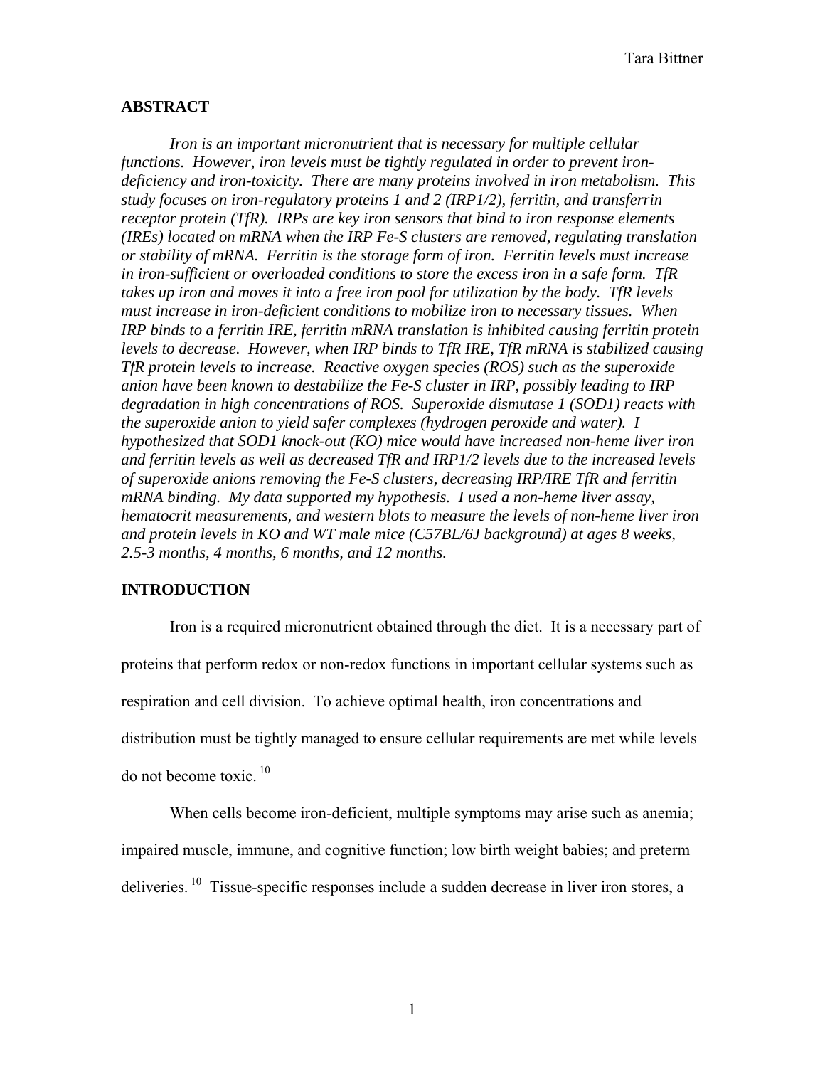## ABSTRACT

*Iron is an important micronutrient that is necessary for multiple cellular functions. However, iron levels must be tightly regulated in order to prevent iron-deficiency and iron-toxicity. There are many proteins involved in iron metabolism. This study focuses on iron-regulatory proteins 1 and 2 (IRP1/2), ferritin, and transferrin receptor protein (TfR). IRPs are key iron sensors that bind to iron response elements (IREs) located on mRNA when the IRP Fe-S clusters are removed, regulating translation or stability of mRNA. Ferritin is the storage form of iron. Ferritin levels must increase in iron-sufficient or overloaded conditions to store the excess iron in a safe form. TfR takes up iron and moves it into a free iron pool for utilization by the body. TfR levels must increase in iron-deficient conditions to mobilize iron to necessary tissues. When IRP binds to a ferritin IRE, ferritin mRNA translation is inhibited causing ferritin protein levels to decrease. However, when IRP binds to TfR IRE, TfR mRNA is stabilized causing TfR protein levels to increase. Reactive oxygen species (ROS) such as the superoxide anion have been known to destabilize the Fe-S cluster in IRP, possibly leading to IRP degradation in high concentrations of ROS. Superoxide dismutase 1 (SOD1) reacts with the superoxide anion to yield safer complexes (hydrogen peroxide and water). I hypothesized that SOD1 knock-out (KO) mice would have increased non-heme liver iron and ferritin levels as well as decreased TfR and IRP1/2 levels due to the increased levels of superoxide anions removing the Fe-S clusters, decreasing IRP/IRE TfR and ferritin mRNA binding. My data supported my hypothesis. I used a non-heme liver assay, hematocrit measurements, and western blots to measure the levels of non-heme liver iron and protein levels in KO and WT male mice (C57BL/6J background) at ages 8 weeks, 2.5-3 months, 4 months, 6 months, and 12 months.*

## INTRODUCTION

Iron is a required micronutrient obtained through the diet. It is a necessary part of proteins that perform redox or non-redox functions in important cellular systems such as respiration and cell division. To achieve optimal health, iron concentrations and distribution must be tightly managed to ensure cellular requirements are met while levels do not become toxic. [10]

When cells become iron-deficient, multiple symptoms may arise such as anemia; impaired muscle, immune, and cognitive function; low birth weight babies; and preterm deliveries. [10] Tissue-specific responses include a sudden decrease in liver iron stores, a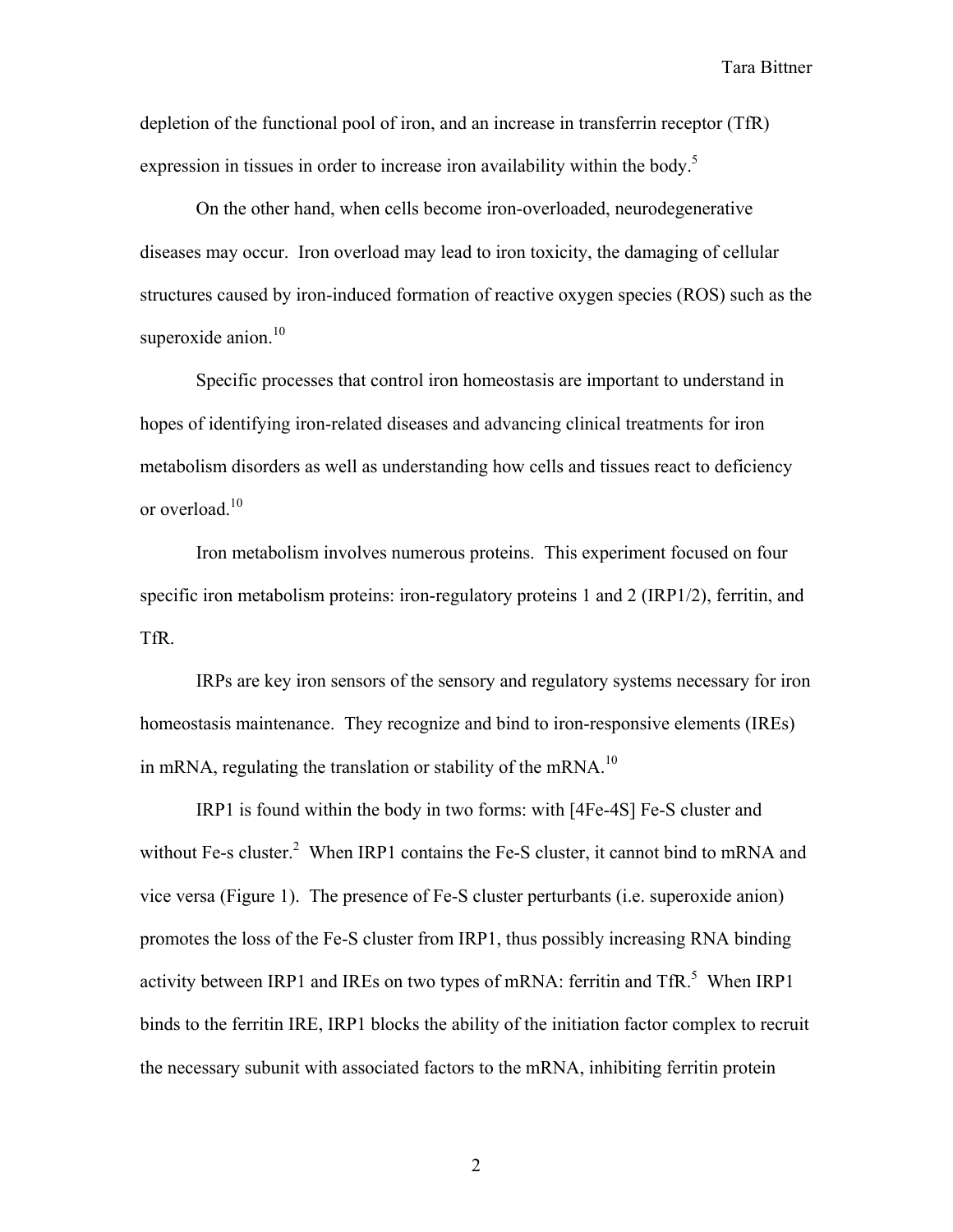depletion of the functional pool of iron, and an increase in transferrin receptor (TfR) expression in tissues in order to increase iron availability within the body.[5]

On the other hand, when cells become iron-overloaded, neurodegenerative diseases may occur. Iron overload may lead to iron toxicity, the damaging of cellular structures caused by iron-induced formation of reactive oxygen species (ROS) such as the superoxide anion.[10]

Specific processes that control iron homeostasis are important to understand in hopes of identifying iron-related diseases and advancing clinical treatments for iron metabolism disorders as well as understanding how cells and tissues react to deficiency or overload.[10]

Iron metabolism involves numerous proteins. This experiment focused on four specific iron metabolism proteins: iron-regulatory proteins 1 and 2 (IRP1/2), ferritin, and TfR.

IRPs are key iron sensors of the sensory and regulatory systems necessary for iron homeostasis maintenance. They recognize and bind to iron-responsive elements (IREs) in mRNA, regulating the translation or stability of the mRNA.[10]

IRP1 is found within the body in two forms: with [4Fe-4S] Fe-S cluster and without Fe-s cluster.[2] When IRP1 contains the Fe-S cluster, it cannot bind to mRNA and vice versa (Figure 1). The presence of Fe-S cluster perturbants (i.e. superoxide anion) promotes the loss of the Fe-S cluster from IRP1, thus possibly increasing RNA binding activity between IRP1 and IREs on two types of mRNA: ferritin and TfR.[5] When IRP1 binds to the ferritin IRE, IRP1 blocks the ability of the initiation factor complex to recruit the necessary subunit with associated factors to the mRNA, inhibiting ferritin protein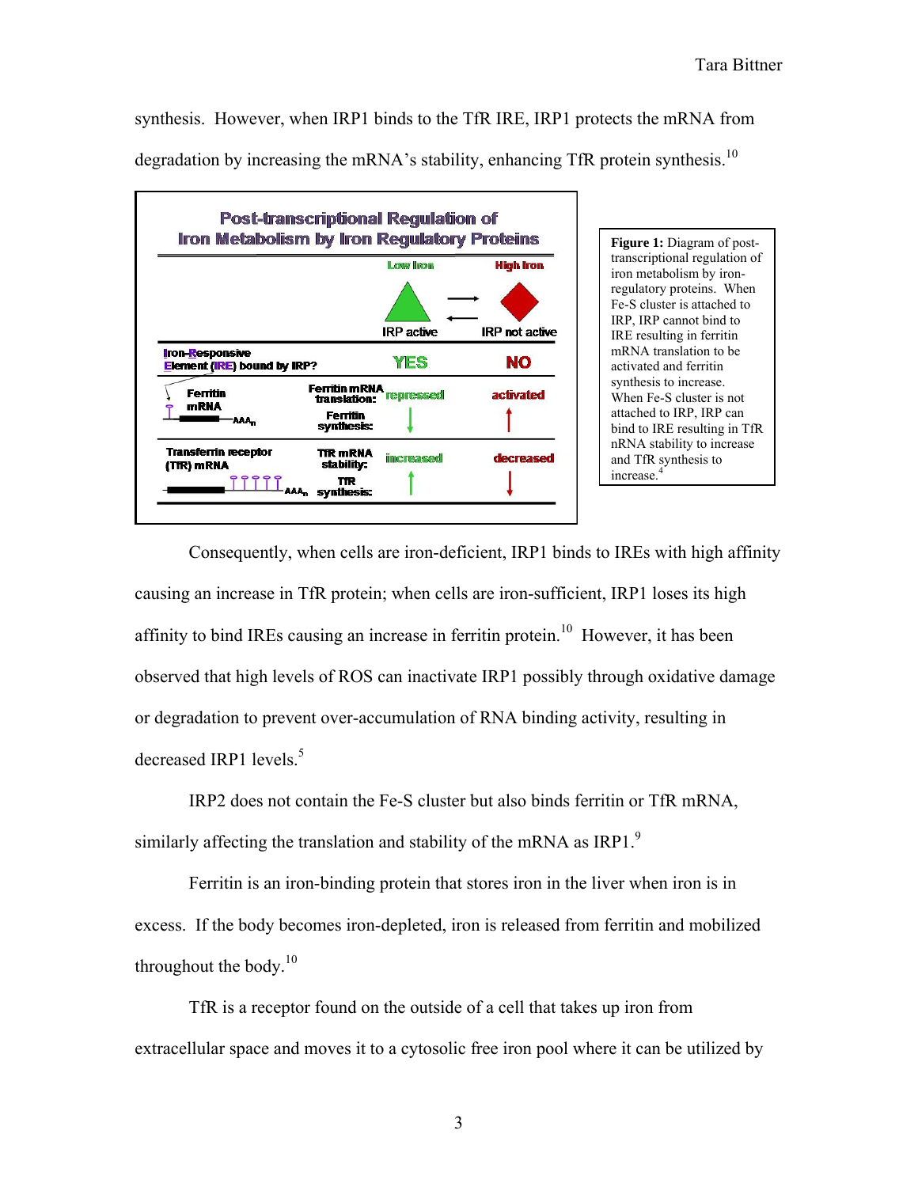synthesis. However, when IRP1 binds to the TfR IRE, IRP1 protects the mRNA from degradation by increasing the mRNA's stability, enhancing TfR protein synthesis.[10]

**Post-transcriptional Regulation of Iron Metabolism by Iron Regulatory Proteins**

| | | Low Iron | High Iron |
|---|---|---|---|
| | | IRP active | IRP not active |
| Iron-Responsive Element (IRE) bound by IRP? | | YES | NO |
| Ferritin mRNA | Ferritin mRNA translation: | repressed | activated |
| | Ferritin synthesis: | ↓ | ↑ |
| Transferrin receptor (TfR) mRNA | TfR mRNA stability: | increased | decreased |
| | TfR synthesis: | ↑ | ↓ |

**Figure 1:** Diagram of post-transcriptional regulation of iron metabolism by iron-regulatory proteins. When Fe-S cluster is attached to IRP, IRP cannot bind to IRE resulting in ferritin mRNA translation to be activated and ferritin synthesis to increase. When Fe-S cluster is not attached to IRP, IRP can bind to IRE resulting in TfR nRNA stability to increase and TfR synthesis to increase.[4]

Consequently, when cells are iron-deficient, IRP1 binds to IREs with high affinity causing an increase in TfR protein; when cells are iron-sufficient, IRP1 loses its high affinity to bind IREs causing an increase in ferritin protein.[10] However, it has been observed that high levels of ROS can inactivate IRP1 possibly through oxidative damage or degradation to prevent over-accumulation of RNA binding activity, resulting in decreased IRP1 levels.[5]

IRP2 does not contain the Fe-S cluster but also binds ferritin or TfR mRNA, similarly affecting the translation and stability of the mRNA as IRP1.[9]

Ferritin is an iron-binding protein that stores iron in the liver when iron is in excess. If the body becomes iron-depleted, iron is released from ferritin and mobilized throughout the body.[10]

TfR is a receptor found on the outside of a cell that takes up iron from extracellular space and moves it to a cytosolic free iron pool where it can be utilized by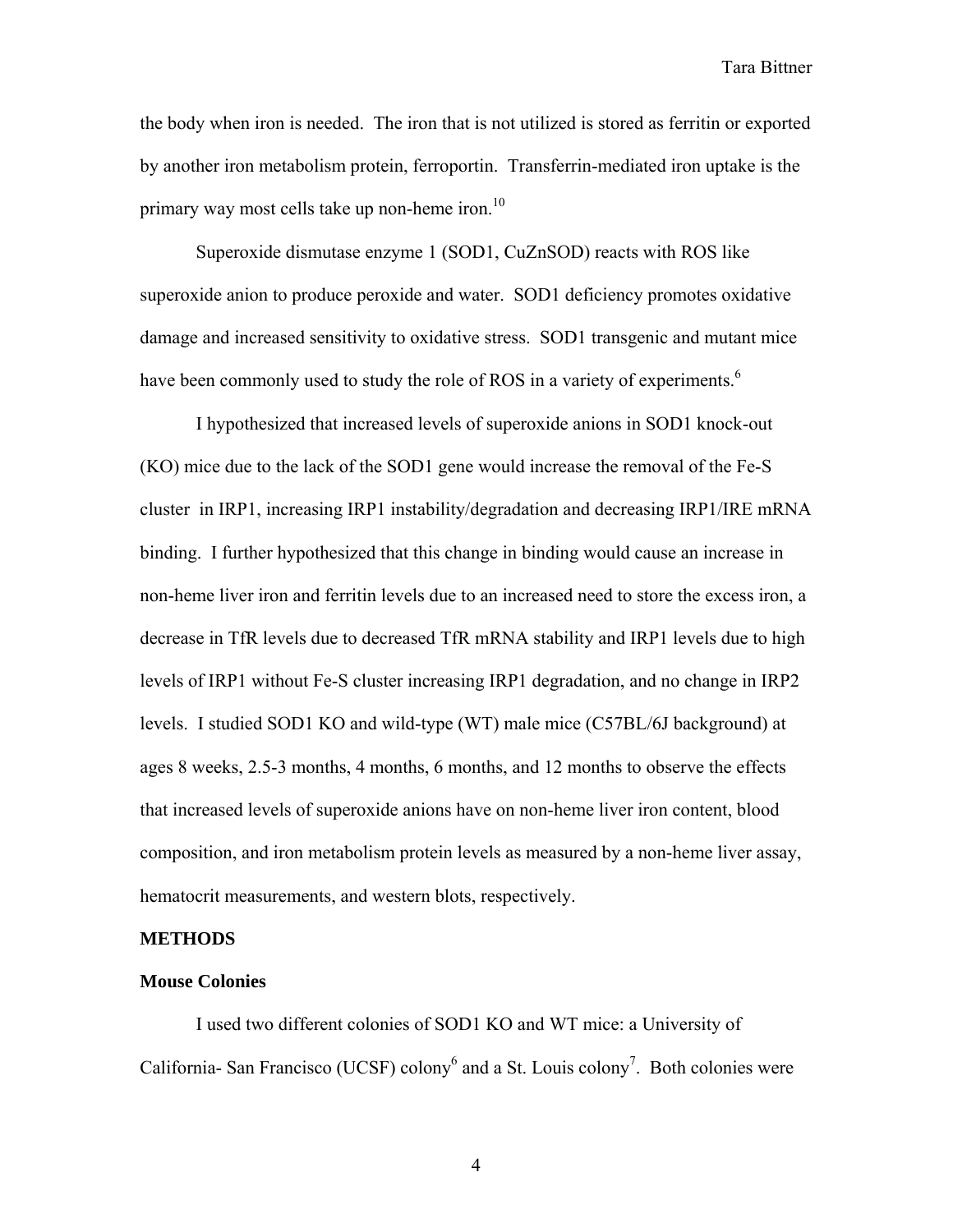the body when iron is needed. The iron that is not utilized is stored as ferritin or exported by another iron metabolism protein, ferroportin. Transferrin-mediated iron uptake is the primary way most cells take up non-heme iron.[10]

Superoxide dismutase enzyme 1 (SOD1, CuZnSOD) reacts with ROS like superoxide anion to produce peroxide and water. SOD1 deficiency promotes oxidative damage and increased sensitivity to oxidative stress. SOD1 transgenic and mutant mice have been commonly used to study the role of ROS in a variety of experiments.[6]

I hypothesized that increased levels of superoxide anions in SOD1 knock-out (KO) mice due to the lack of the SOD1 gene would increase the removal of the Fe-S cluster in IRP1, increasing IRP1 instability/degradation and decreasing IRP1/IRE mRNA binding. I further hypothesized that this change in binding would cause an increase in non-heme liver iron and ferritin levels due to an increased need to store the excess iron, a decrease in TfR levels due to decreased TfR mRNA stability and IRP1 levels due to high levels of IRP1 without Fe-S cluster increasing IRP1 degradation, and no change in IRP2 levels. I studied SOD1 KO and wild-type (WT) male mice (C57BL/6J background) at ages 8 weeks, 2.5-3 months, 4 months, 6 months, and 12 months to observe the effects that increased levels of superoxide anions have on non-heme liver iron content, blood composition, and iron metabolism protein levels as measured by a non-heme liver assay, hematocrit measurements, and western blots, respectively.

## METHODS

### Mouse Colonies

I used two different colonies of SOD1 KO and WT mice: a University of California- San Francisco (UCSF) colony[6] and a St. Louis colony[7]. Both colonies were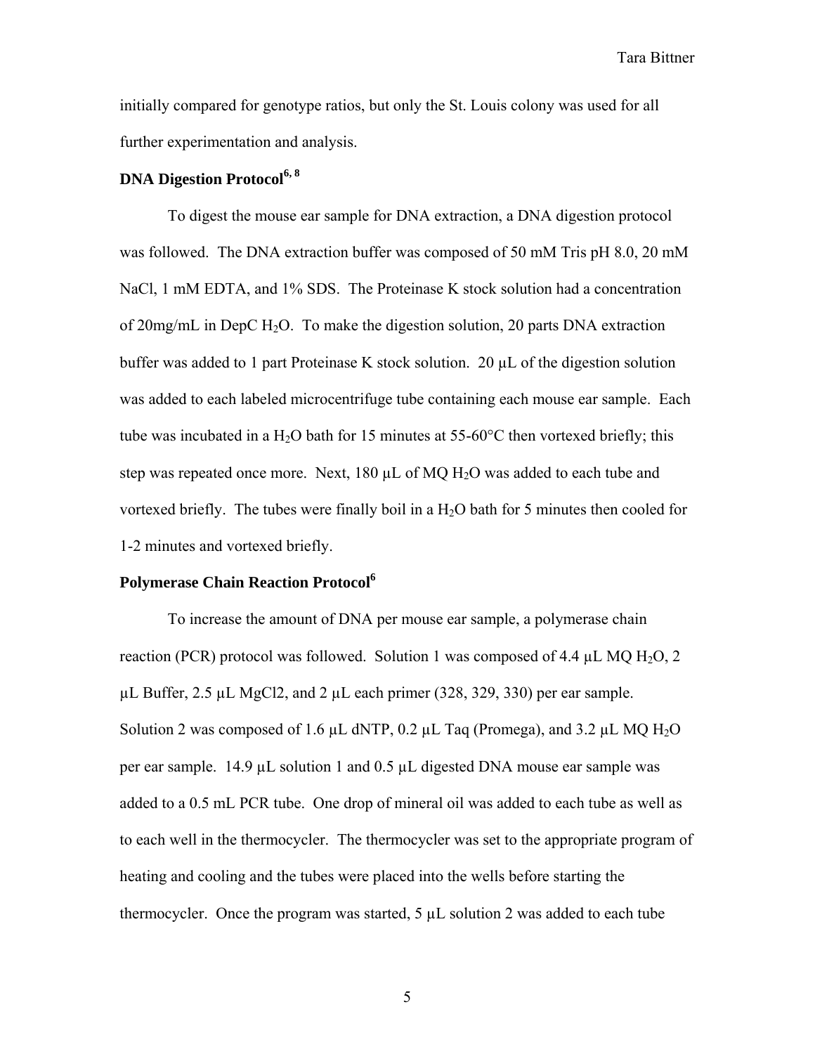initially compared for genotype ratios, but only the St. Louis colony was used for all further experimentation and analysis.

**DNA Digestion Protocol[6, 8]**

To digest the mouse ear sample for DNA extraction, a DNA digestion protocol was followed. The DNA extraction buffer was composed of 50 mM Tris pH 8.0, 20 mM NaCl, 1 mM EDTA, and 1% SDS. The Proteinase K stock solution had a concentration of 20mg/mL in DepC $H_2O$. To make the digestion solution, 20 parts DNA extraction buffer was added to 1 part Proteinase K stock solution. 20 μL of the digestion solution was added to each labeled microcentrifuge tube containing each mouse ear sample. Each tube was incubated in a $H_2O$ bath for 15 minutes at 55-60°C then vortexed briefly; this step was repeated once more. Next, 180 μL of MQ $H_2O$ was added to each tube and vortexed briefly. The tubes were finally boil in a $H_2O$ bath for 5 minutes then cooled for 1-2 minutes and vortexed briefly.

**Polymerase Chain Reaction Protocol[6]**

To increase the amount of DNA per mouse ear sample, a polymerase chain reaction (PCR) protocol was followed. Solution 1 was composed of 4.4 μL MQ $H_2O$, 2 μL Buffer, 2.5 μL MgCl2, and 2 μL each primer (328, 329, 330) per ear sample. Solution 2 was composed of 1.6 μL dNTP, 0.2 μL Taq (Promega), and 3.2 μL MQ $H_2O$ per ear sample. 14.9 μL solution 1 and 0.5 μL digested DNA mouse ear sample was added to a 0.5 mL PCR tube. One drop of mineral oil was added to each tube as well as to each well in the thermocycler. The thermocycler was set to the appropriate program of heating and cooling and the tubes were placed into the wells before starting the thermocycler. Once the program was started, 5 μL solution 2 was added to each tube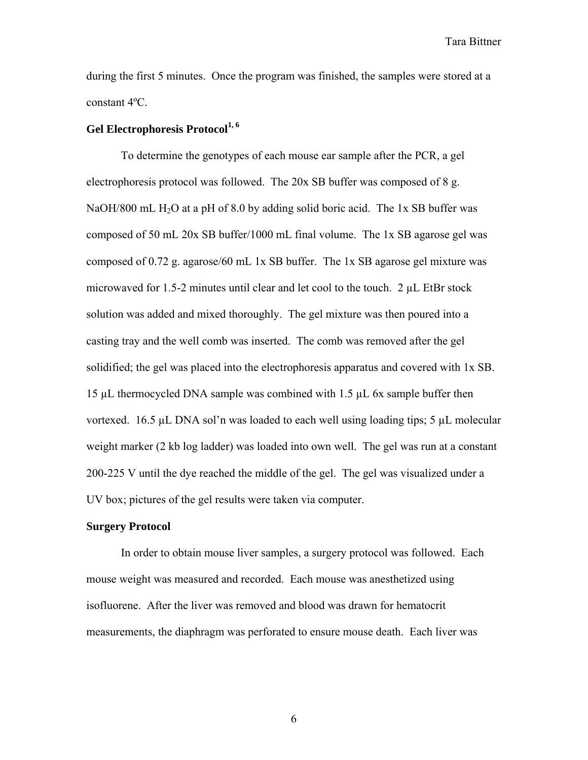during the first 5 minutes. Once the program was finished, the samples were stored at a constant 4ºC.

**Gel Electrophoresis Protocol[1, 6]**

To determine the genotypes of each mouse ear sample after the PCR, a gel electrophoresis protocol was followed. The 20x SB buffer was composed of 8 g. NaOH/800 mL $H_2O$ at a pH of 8.0 by adding solid boric acid. The 1x SB buffer was composed of 50 mL 20x SB buffer/1000 mL final volume. The 1x SB agarose gel was composed of 0.72 g. agarose/60 mL 1x SB buffer. The 1x SB agarose gel mixture was microwaved for 1.5-2 minutes until clear and let cool to the touch. 2 µL EtBr stock solution was added and mixed thoroughly. The gel mixture was then poured into a casting tray and the well comb was inserted. The comb was removed after the gel solidified; the gel was placed into the electrophoresis apparatus and covered with 1x SB. 15 µL thermocycled DNA sample was combined with 1.5 µL 6x sample buffer then vortexed. 16.5 µL DNA sol'n was loaded to each well using loading tips; 5 µL molecular weight marker (2 kb log ladder) was loaded into own well. The gel was run at a constant 200-225 V until the dye reached the middle of the gel. The gel was visualized under a UV box; pictures of the gel results were taken via computer.

**Surgery Protocol**

In order to obtain mouse liver samples, a surgery protocol was followed. Each mouse weight was measured and recorded. Each mouse was anesthetized using isofluorene. After the liver was removed and blood was drawn for hematocrit measurements, the diaphragm was perforated to ensure mouse death. Each liver was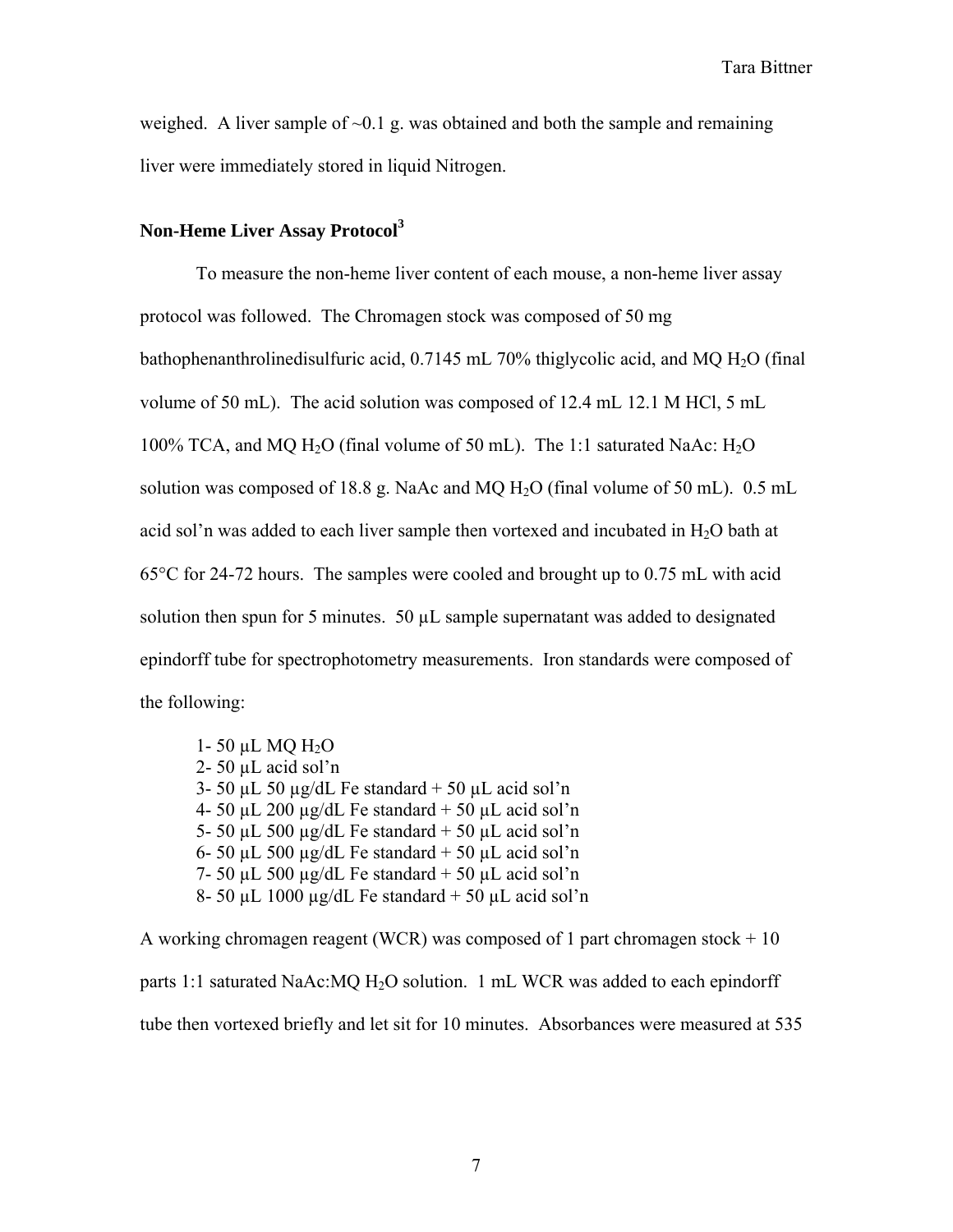weighed. A liver sample of ~0.1 g. was obtained and both the sample and remaining liver were immediately stored in liquid Nitrogen.

### Non-Heme Liver Assay Protocol[3]

To measure the non-heme liver content of each mouse, a non-heme liver assay protocol was followed. The Chromagen stock was composed of 50 mg bathophenanthrolinedisulfuric acid, 0.7145 mL 70% thiglycolic acid, and MQ $H_2O$ (final volume of 50 mL). The acid solution was composed of 12.4 mL 12.1 M HCl, 5 mL 100% TCA, and MQ $H_2O$ (final volume of 50 mL). The 1:1 saturated NaAc: $H_2O$ solution was composed of 18.8 g. NaAc and MQ $H_2O$ (final volume of 50 mL). 0.5 mL acid sol'n was added to each liver sample then vortexed and incubated in $H_2O$ bath at 65°C for 24-72 hours. The samples were cooled and brought up to 0.75 mL with acid solution then spun for 5 minutes. 50 μL sample supernatant was added to designated epindorff tube for spectrophotometry measurements. Iron standards were composed of the following:

1- 50 μL MQ $H_2O$  
2- 50 μL acid sol'n  
3- 50 μL 50 μg/dL Fe standard + 50 μL acid sol'n  
4- 50 μL 200 μg/dL Fe standard + 50 μL acid sol'n  
5- 50 μL 500 μg/dL Fe standard + 50 μL acid sol'n  
6- 50 μL 500 μg/dL Fe standard + 50 μL acid sol'n  
7- 50 μL 500 μg/dL Fe standard + 50 μL acid sol'n  
8- 50 μL 1000 μg/dL Fe standard + 50 μL acid sol'n

A working chromagen reagent (WCR) was composed of 1 part chromagen stock + 10 parts 1:1 saturated NaAc:MQ $H_2O$ solution. 1 mL WCR was added to each epindorff tube then vortexed briefly and let sit for 10 minutes. Absorbances were measured at 535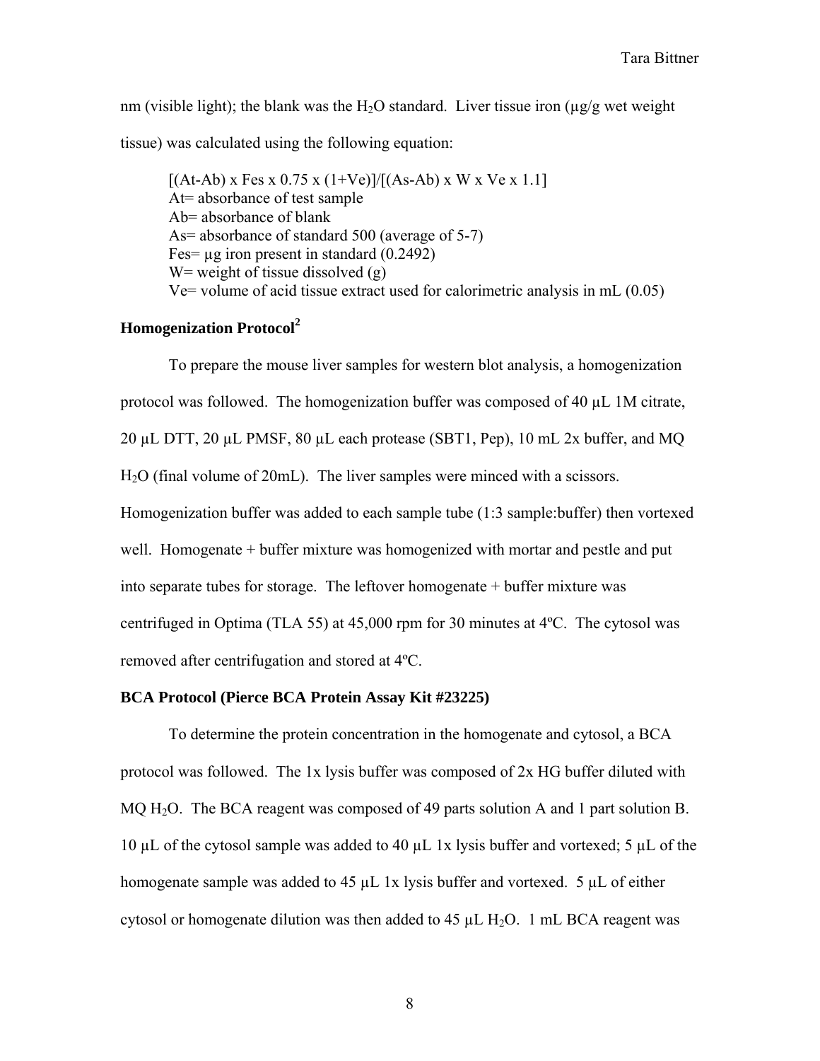nm (visible light); the blank was the $H_2O$ standard. Liver tissue iron (μg/g wet weight tissue) was calculated using the following equation:

$$[(At-Ab) \times Fes \times 0.75 \times (1+Ve)]/[(As-Ab) \times W \times Ve \times 1.1]$$

At= absorbance of test sample
Ab= absorbance of blank
As= absorbance of standard 500 (average of 5-7)
Fes= μg iron present in standard (0.2492)
W= weight of tissue dissolved (g)
Ve= volume of acid tissue extract used for calorimetric analysis in mL (0.05)

### Homogenization Protocol[2]

To prepare the mouse liver samples for western blot analysis, a homogenization protocol was followed. The homogenization buffer was composed of 40 μL 1M citrate, 20 μL DTT, 20 μL PMSF, 80 μL each protease (SBT1, Pep), 10 mL 2x buffer, and MQ $H_2O$ (final volume of 20mL). The liver samples were minced with a scissors. Homogenization buffer was added to each sample tube (1:3 sample:buffer) then vortexed well. Homogenate + buffer mixture was homogenized with mortar and pestle and put into separate tubes for storage. The leftover homogenate + buffer mixture was centrifuged in Optima (TLA 55) at 45,000 rpm for 30 minutes at 4ºC. The cytosol was removed after centrifugation and stored at 4ºC.

### BCA Protocol (Pierce BCA Protein Assay Kit #23225)

To determine the protein concentration in the homogenate and cytosol, a BCA protocol was followed. The 1x lysis buffer was composed of 2x HG buffer diluted with MQ $H_2O$. The BCA reagent was composed of 49 parts solution A and 1 part solution B. 10 μL of the cytosol sample was added to 40 μL 1x lysis buffer and vortexed; 5 μL of the homogenate sample was added to 45 μL 1x lysis buffer and vortexed. 5 μL of either cytosol or homogenate dilution was then added to 45 μL $H_2O$. 1 mL BCA reagent was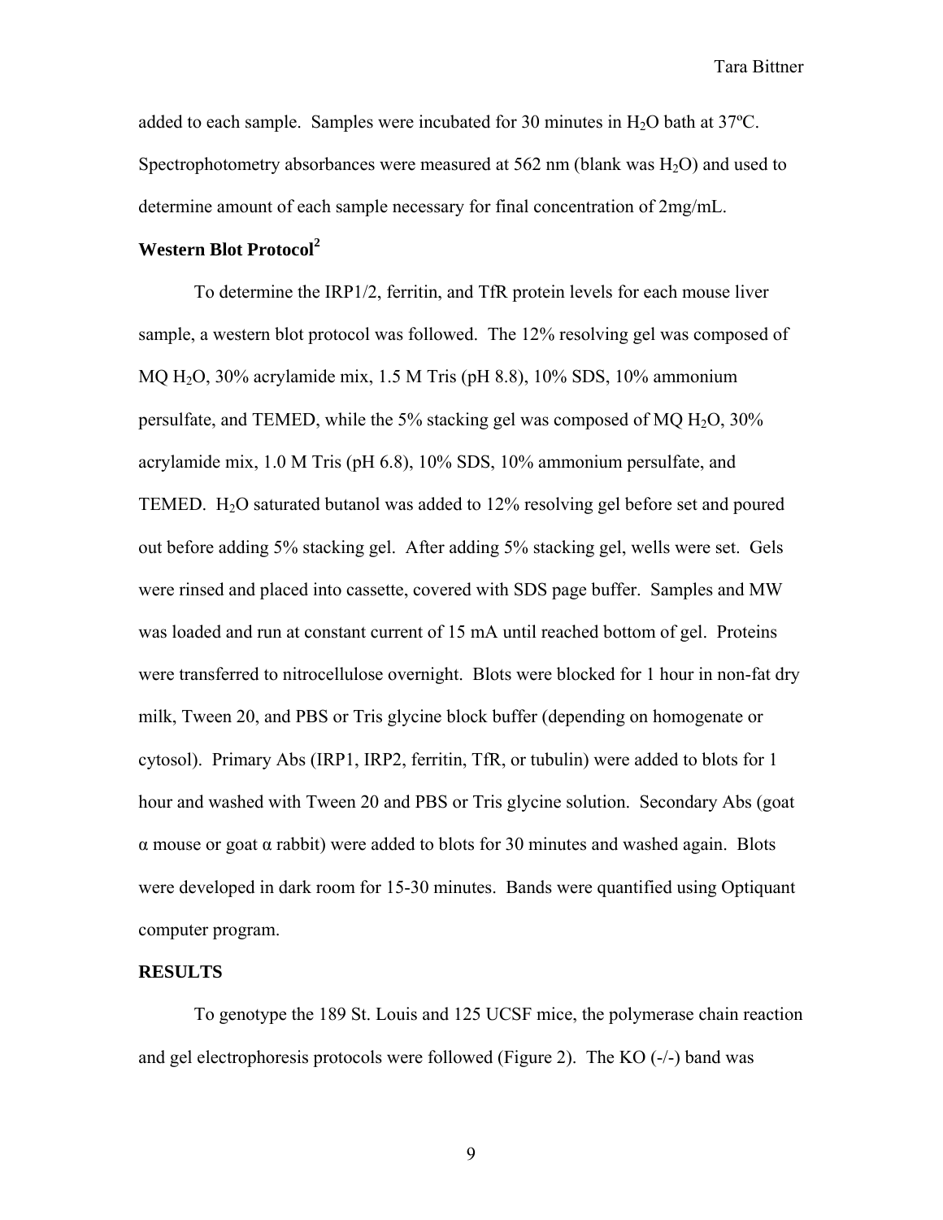added to each sample. Samples were incubated for 30 minutes in $H_2O$ bath at 37ºC. Spectrophotometry absorbances were measured at 562 nm (blank was $H_2O$) and used to determine amount of each sample necessary for final concentration of 2mg/mL.

**Western Blot Protocol[2]**

To determine the IRP1/2, ferritin, and TfR protein levels for each mouse liver sample, a western blot protocol was followed. The 12% resolving gel was composed of MQ $H_2O$, 30% acrylamide mix, 1.5 M Tris (pH 8.8), 10% SDS, 10% ammonium persulfate, and TEMED, while the 5% stacking gel was composed of MQ $H_2O$, 30% acrylamide mix, 1.0 M Tris (pH 6.8), 10% SDS, 10% ammonium persulfate, and TEMED. $H_2O$ saturated butanol was added to 12% resolving gel before set and poured out before adding 5% stacking gel. After adding 5% stacking gel, wells were set. Gels were rinsed and placed into cassette, covered with SDS page buffer. Samples and MW was loaded and run at constant current of 15 mA until reached bottom of gel. Proteins were transferred to nitrocellulose overnight. Blots were blocked for 1 hour in non-fat dry milk, Tween 20, and PBS or Tris glycine block buffer (depending on homogenate or cytosol). Primary Abs (IRP1, IRP2, ferritin, TfR, or tubulin) were added to blots for 1 hour and washed with Tween 20 and PBS or Tris glycine solution. Secondary Abs (goat α mouse or goat α rabbit) were added to blots for 30 minutes and washed again. Blots were developed in dark room for 15-30 minutes. Bands were quantified using Optiquant computer program.

**RESULTS**

To genotype the 189 St. Louis and 125 UCSF mice, the polymerase chain reaction and gel electrophoresis protocols were followed (Figure 2). The KO (-/-) band was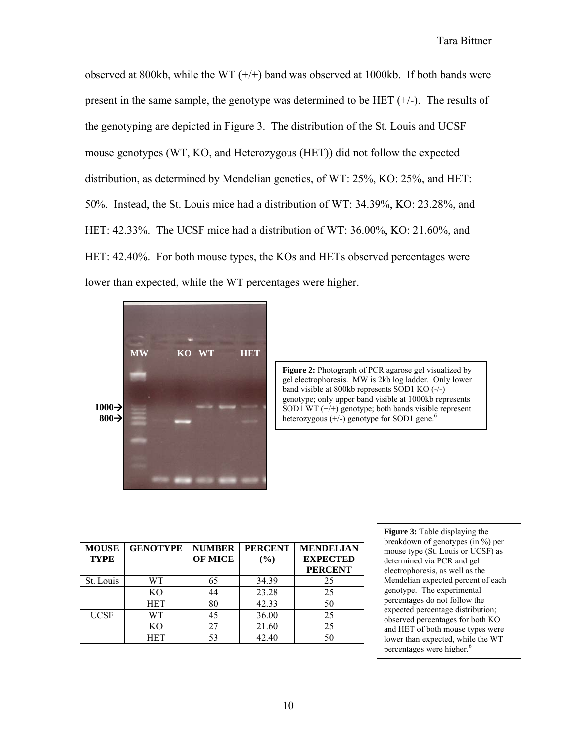observed at 800kb, while the WT (+/+) band was observed at 1000kb. If both bands were present in the same sample, the genotype was determined to be HET (+/-). The results of the genotyping are depicted in Figure 3. The distribution of the St. Louis and UCSF mouse genotypes (WT, KO, and Heterozygous (HET)) did not follow the expected distribution, as determined by Mendelian genetics, of WT: 25%, KO: 25%, and HET: 50%. Instead, the St. Louis mice had a distribution of WT: 34.39%, KO: 23.28%, and HET: 42.33%. The UCSF mice had a distribution of WT: 36.00%, KO: 21.60%, and HET: 42.40%. For both mouse types, the KOs and HETs observed percentages were lower than expected, while the WT percentages were higher.

**Figure 2:** Photograph of PCR agarose gel visualized by gel electrophoresis. MW is 2kb log ladder. Only lower band visible at 800kb represents SOD1 KO (-/-) genotype; only upper band visible at 1000kb represents SOD1 WT (+/+) genotype; both bands visible represent heterozygous (+/-) genotype for SOD1 gene.[6]

| MOUSE TYPE | GENOTYPE | NUMBER OF MICE | PERCENT (%) | MENDELIAN EXPECTED PERCENT |
|---|---|---|---|---|
| St. Louis | WT | 65 | 34.39 | 25 |
| | KO | 44 | 23.28 | 25 |
| | HET | 80 | 42.33 | 50 |
| UCSF | WT | 45 | 36.00 | 25 |
| | KO | 27 | 21.60 | 25 |
| | HET | 53 | 42.40 | 50 |

**Figure 3:** Table displaying the breakdown of genotypes (in %) per mouse type (St. Louis or UCSF) as determined via PCR and gel electrophoresis, as well as the Mendelian expected percent of each genotype. The experimental percentages do not follow the expected percentage distribution; observed percentages for both KO and HET of both mouse types were lower than expected, while the WT percentages were higher.[6]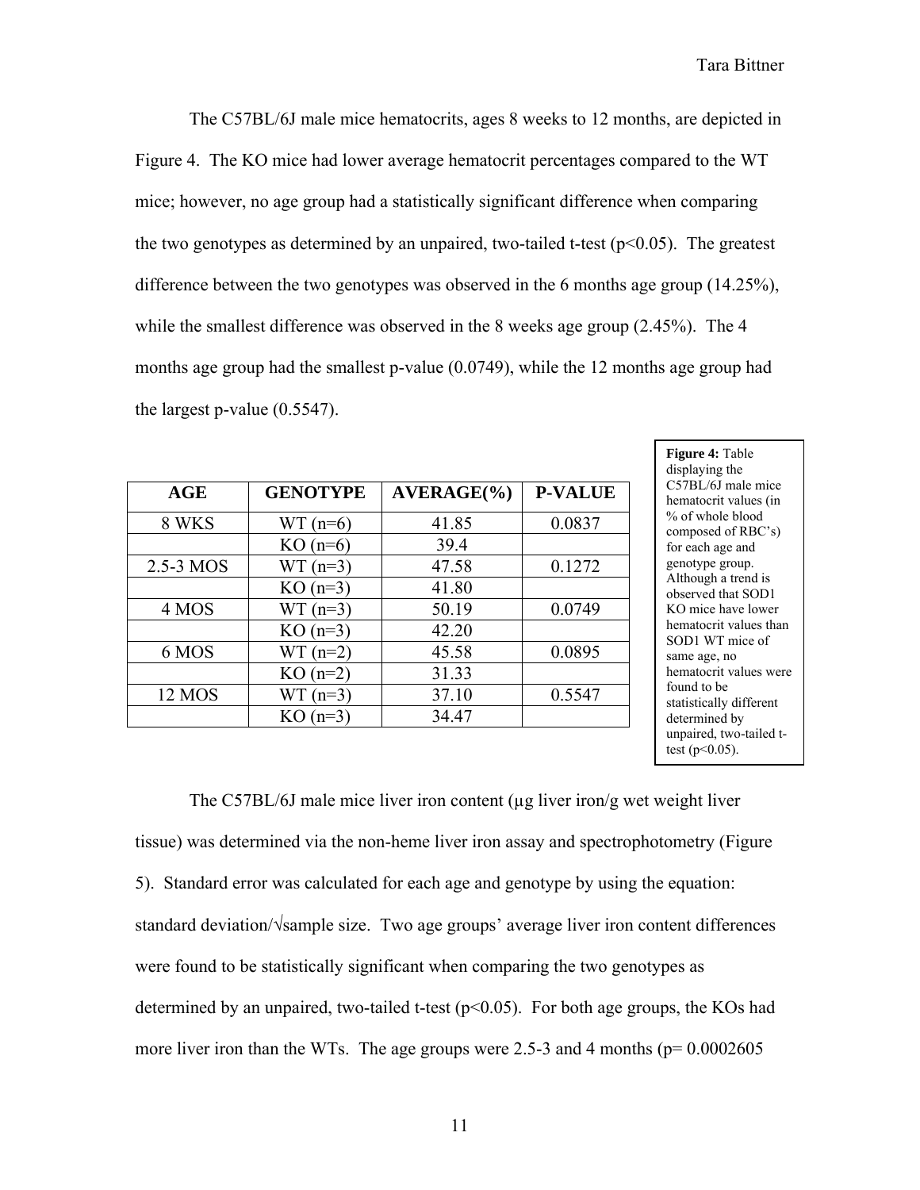The C57BL/6J male mice hematocrits, ages 8 weeks to 12 months, are depicted in Figure 4. The KO mice had lower average hematocrit percentages compared to the WT mice; however, no age group had a statistically significant difference when comparing the two genotypes as determined by an unpaired, two-tailed t-test ($p<0.05$). The greatest difference between the two genotypes was observed in the 6 months age group (14.25%), while the smallest difference was observed in the 8 weeks age group (2.45%). The 4 months age group had the smallest p-value (0.0749), while the 12 months age group had the largest p-value (0.5547).

| AGE | GENOTYPE | AVERAGE(%) | P-VALUE |
|---|---|---|---|
| 8 WKS | WT (n=6) | 41.85 | 0.0837 |
| | KO (n=6) | 39.4 | |
| 2.5-3 MOS | WT (n=3) | 47.58 | 0.1272 |
| | KO (n=3) | 41.80 | |
| 4 MOS | WT (n=3) | 50.19 | 0.0749 |
| | KO (n=3) | 42.20 | |
| 6 MOS | WT (n=2) | 45.58 | 0.0895 |
| | KO (n=2) | 31.33 | |
| 12 MOS | WT (n=3) | 37.10 | 0.5547 |
| | KO (n=3) | 34.47 | |

**Figure 4:** Table displaying the C57BL/6J male mice hematocrit values (in % of whole blood composed of RBC's) for each age and genotype group. Although a trend is observed that SOD1 KO mice have lower hematocrit values than SOD1 WT mice of same age, no hematocrit values were found to be statistically different determined by unpaired, two-tailed t-test ($p<0.05$).

The C57BL/6J male mice liver iron content (μg liver iron/g wet weight liver tissue) was determined via the non-heme liver iron assay and spectrophotometry (Figure 5). Standard error was calculated for each age and genotype by using the equation: standard deviation/√sample size. Two age groups' average liver iron content differences were found to be statistically significant when comparing the two genotypes as determined by an unpaired, two-tailed t-test ($p<0.05$). For both age groups, the KOs had more liver iron than the WTs. The age groups were 2.5-3 and 4 months ($p= 0.0002605$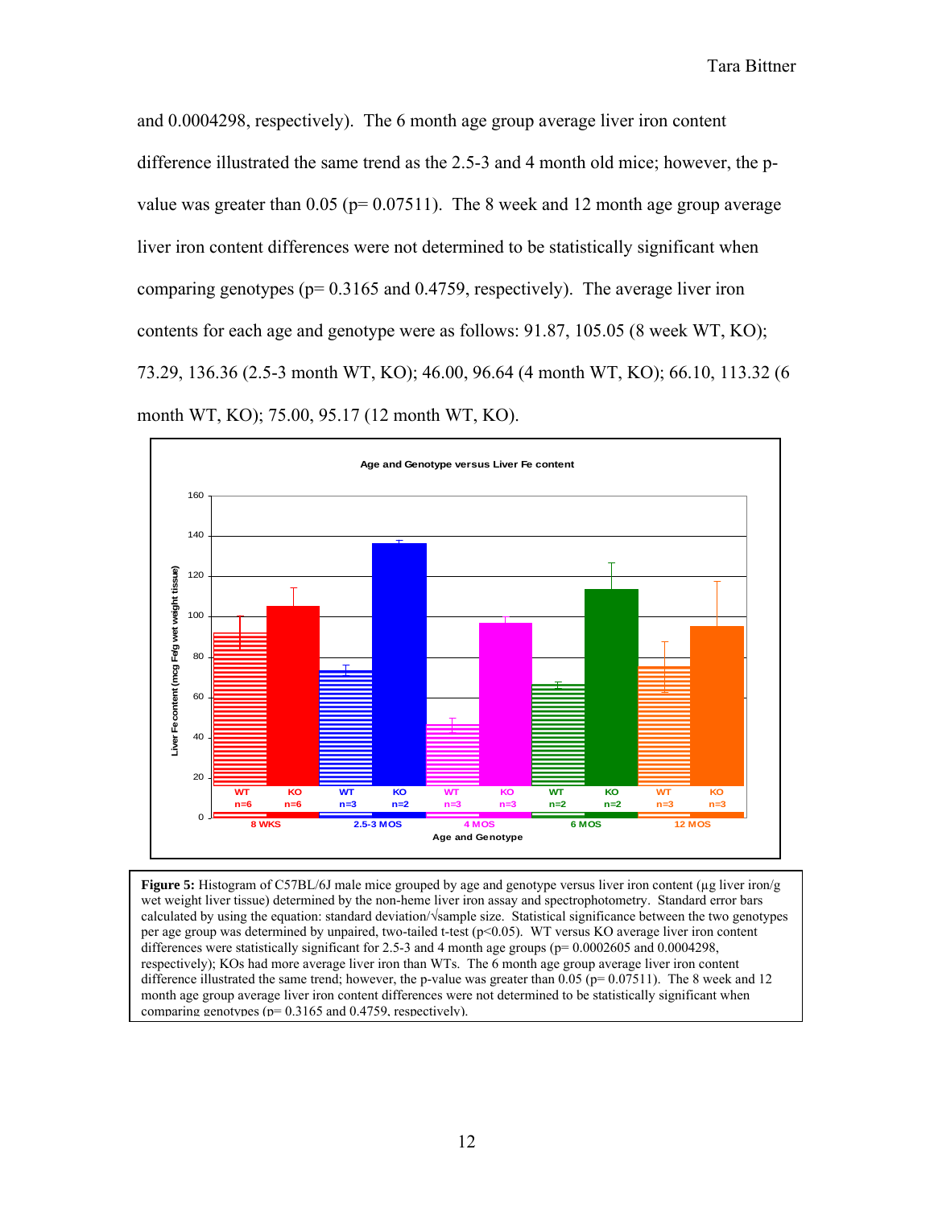and 0.0004298, respectively). The 6 month age group average liver iron content difference illustrated the same trend as the 2.5-3 and 4 month old mice; however, the p-value was greater than 0.05 (p= 0.07511). The 8 week and 12 month age group average liver iron content differences were not determined to be statistically significant when comparing genotypes (p= 0.3165 and 0.4759, respectively). The average liver iron contents for each age and genotype were as follows: 91.87, 105.05 (8 week WT, KO); 73.29, 136.36 (2.5-3 month WT, KO); 46.00, 96.64 (4 month WT, KO); 66.10, 113.32 (6 month WT, KO); 75.00, 95.17 (12 month WT, KO).

**Figure 5:** Histogram of C57BL/6J male mice grouped by age and genotype versus liver iron content (µg liver iron/g wet weight liver tissue) determined by the non-heme liver iron assay and spectrophotometry. Standard error bars calculated by using the equation: standard deviation/√sample size. Statistical significance between the two genotypes per age group was determined by unpaired, two-tailed t-test ($p<0.05$). WT versus KO average liver iron content differences were statistically significant for 2.5-3 and 4 month age groups (p= 0.0002605 and 0.0004298, respectively); KOs had more average liver iron than WTs. The 6 month age group average liver iron content difference illustrated the same trend; however, the p-value was greater than 0.05 (p= 0.07511). The 8 week and 12 month age group average liver iron content differences were not determined to be statistically significant when comparing genotypes (p= 0.3165 and 0.4759, respectively).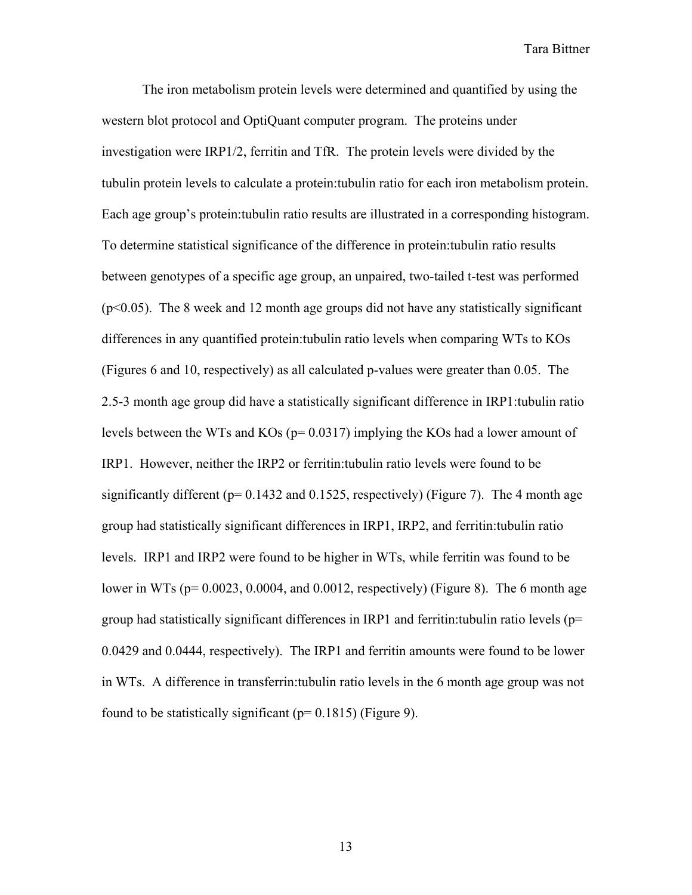The iron metabolism protein levels were determined and quantified by using the western blot protocol and OptiQuant computer program. The proteins under investigation were IRP1/2, ferritin and TfR. The protein levels were divided by the tubulin protein levels to calculate a protein:tubulin ratio for each iron metabolism protein. Each age group's protein:tubulin ratio results are illustrated in a corresponding histogram. To determine statistical significance of the difference in protein:tubulin ratio results between genotypes of a specific age group, an unpaired, two-tailed t-test was performed ($p<0.05$). The 8 week and 12 month age groups did not have any statistically significant differences in any quantified protein:tubulin ratio levels when comparing WTs to KOs (Figures 6 and 10, respectively) as all calculated p-values were greater than 0.05. The 2.5-3 month age group did have a statistically significant difference in IRP1:tubulin ratio levels between the WTs and KOs ($p= 0.0317$) implying the KOs had a lower amount of IRP1. However, neither the IRP2 or ferritin:tubulin ratio levels were found to be significantly different ($p= 0.1432$ and $0.1525$, respectively) (Figure 7). The 4 month age group had statistically significant differences in IRP1, IRP2, and ferritin:tubulin ratio levels. IRP1 and IRP2 were found to be higher in WTs, while ferritin was found to be lower in WTs ($p= 0.0023$, $0.0004$, and $0.0012$, respectively) (Figure 8). The 6 month age group had statistically significant differences in IRP1 and ferritin:tubulin ratio levels ($p= 0.0429$ and $0.0444$, respectively). The IRP1 and ferritin amounts were found to be lower in WTs. A difference in transferrin:tubulin ratio levels in the 6 month age group was not found to be statistically significant ($p= 0.1815$) (Figure 9).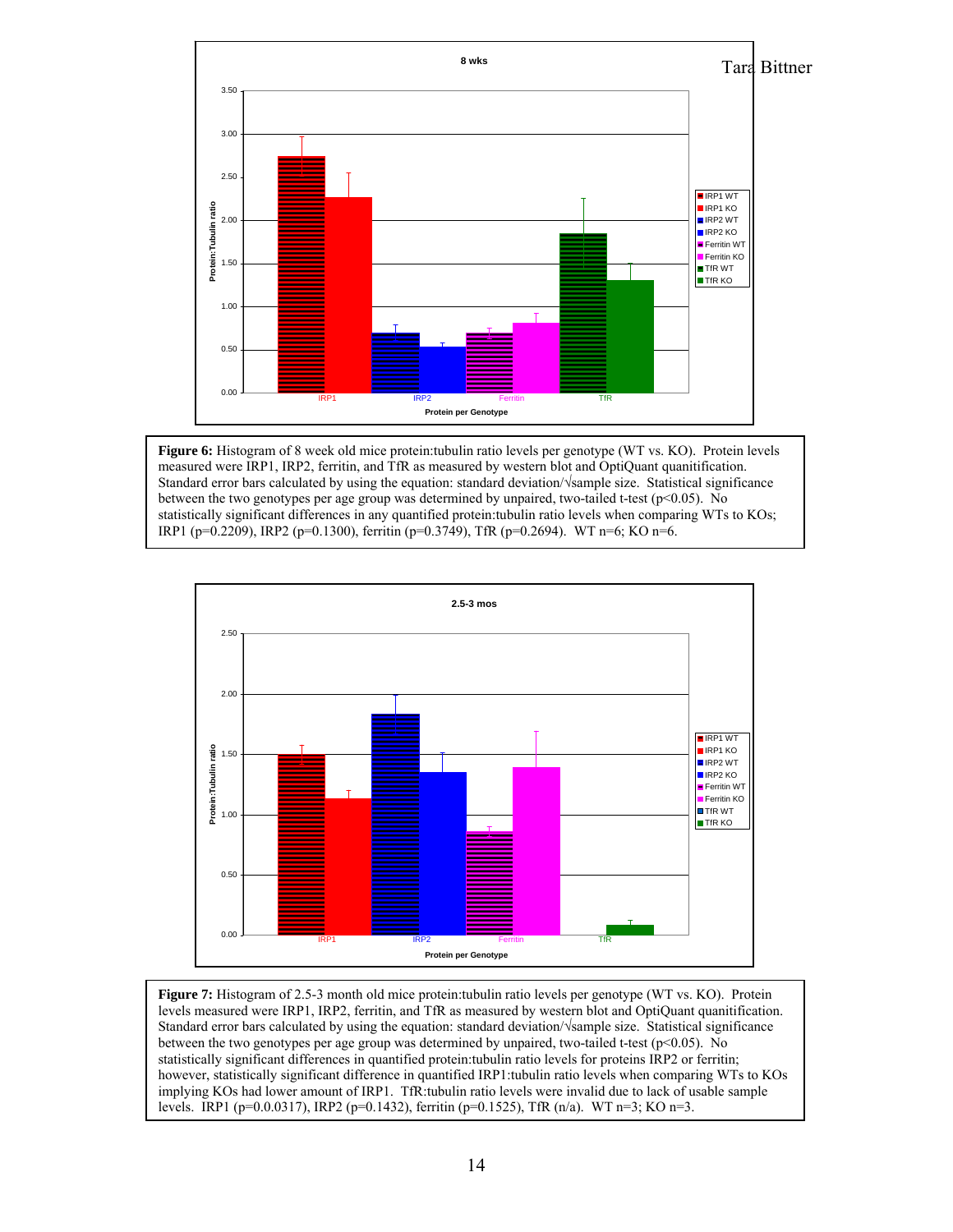**Figure 6:** Histogram of 8 week old mice protein:tubulin ratio levels per genotype (WT vs. KO). Protein levels measured were IRP1, IRP2, ferritin, and TfR as measured by western blot and OptiQuant quanitification. Standard error bars calculated by using the equation: standard deviation/√sample size. Statistical significance between the two genotypes per age group was determined by unpaired, two-tailed t-test ($p<0.05$). No statistically significant differences in any quantified protein:tubulin ratio levels when comparing WTs to KOs; IRP1 ($p=0.2209$), IRP2 ($p=0.1300$), ferritin ($p=0.3749$), TfR ($p=0.2694$). WT n=6; KO n=6.

**Figure 7:** Histogram of 2.5-3 month old mice protein:tubulin ratio levels per genotype (WT vs. KO). Protein levels measured were IRP1, IRP2, ferritin, and TfR as measured by western blot and OptiQuant quanitification. Standard error bars calculated by using the equation: standard deviation/√sample size. Statistical significance between the two genotypes per age group was determined by unpaired, two-tailed t-test ($p<0.05$). No statistically significant differences in quantified protein:tubulin ratio levels for proteins IRP2 or ferritin; however, statistically significant difference in quantified IRP1:tubulin ratio levels when comparing WTs to KOs implying KOs had lower amount of IRP1. TfR:tubulin ratio levels were invalid due to lack of usable sample levels. IRP1 (p=0.0.0317), IRP2 ($p=0.1432$), ferritin ($p=0.1525$), TfR (n/a). WT n=3; KO n=3.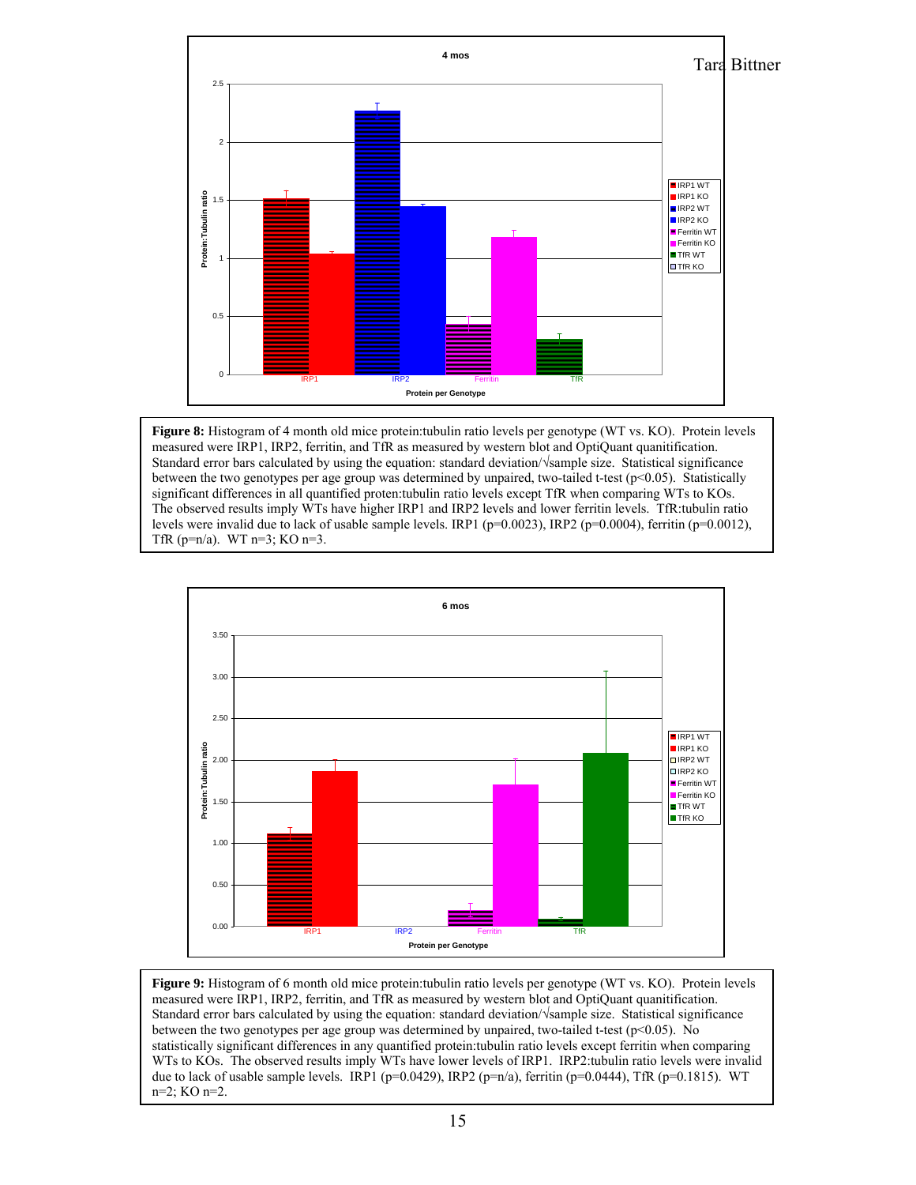**Figure 8:** Histogram of 4 month old mice protein:tubulin ratio levels per genotype (WT vs. KO). Protein levels measured were IRP1, IRP2, ferritin, and TfR as measured by western blot and OptiQuant quanitification. Standard error bars calculated by using the equation: standard deviation/√sample size. Statistical significance between the two genotypes per age group was determined by unpaired, two-tailed t-test ($p<0.05$). Statistically significant differences in all quantified proten:tubulin ratio levels except TfR when comparing WTs to KOs. The observed results imply WTs have higher IRP1 and IRP2 levels and lower ferritin levels. TfR:tubulin ratio levels were invalid due to lack of usable sample levels. IRP1 ($p=0.0023$), IRP2 ($p=0.0004$), ferritin ($p=0.0012$), TfR (p=n/a). WT n=3; KO n=3.

**Figure 9:** Histogram of 6 month old mice protein:tubulin ratio levels per genotype (WT vs. KO). Protein levels measured were IRP1, IRP2, ferritin, and TfR as measured by western blot and OptiQuant quanitification. Standard error bars calculated by using the equation: standard deviation/√sample size. Statistical significance between the two genotypes per age group was determined by unpaired, two-tailed t-test ($p<0.05$). No statistically significant differences in any quantified protein:tubulin ratio levels except ferritin when comparing WTs to KOs. The observed results imply WTs have lower levels of IRP1. IRP2:tubulin ratio levels were invalid due to lack of usable sample levels. IRP1 ($p=0.0429$), IRP2 (p=n/a), ferritin ($p=0.0444$), TfR ($p=0.1815$). WT n=2; KO n=2.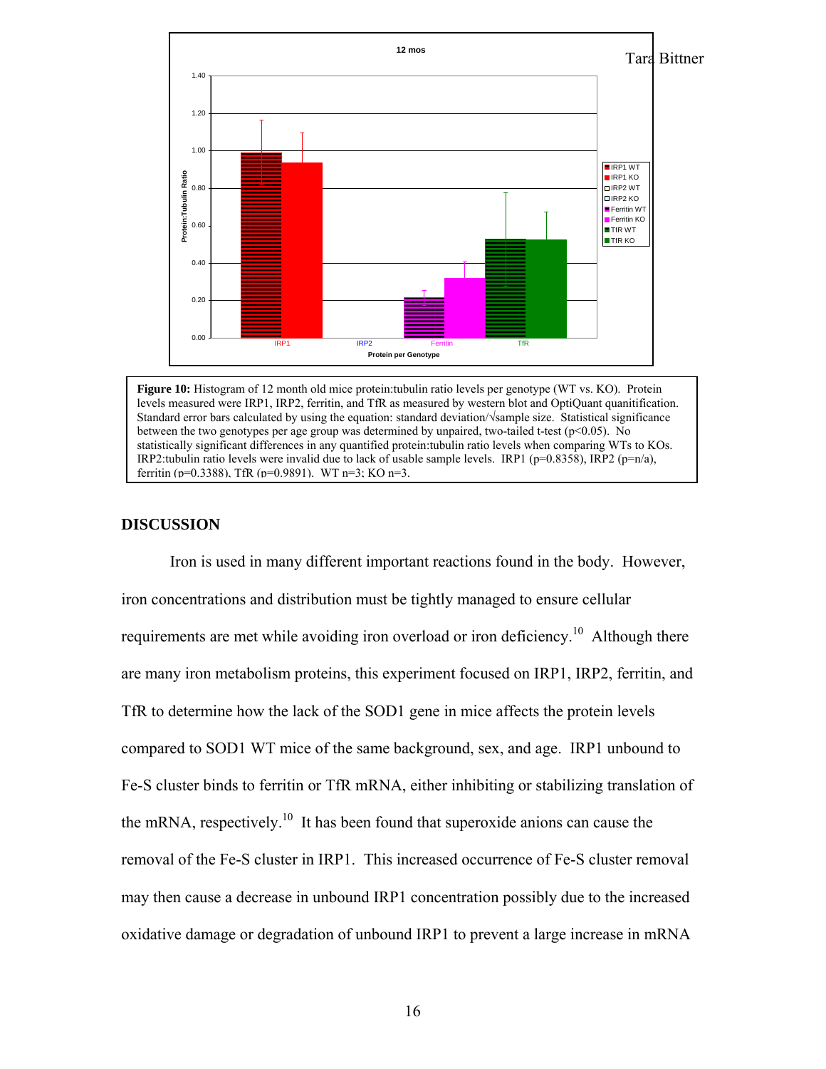**Figure 10:** Histogram of 12 month old mice protein:tubulin ratio levels per genotype (WT vs. KO). Protein levels measured were IRP1, IRP2, ferritin, and TfR as measured by western blot and OptiQuant quanitification. Standard error bars calculated by using the equation: standard deviation/√sample size. Statistical significance between the two genotypes per age group was determined by unpaired, two-tailed t-test ($p<0.05$). No statistically significant differences in any quantified protein:tubulin ratio levels when comparing WTs to KOs. IRP2:tubulin ratio levels were invalid due to lack of usable sample levels. IRP1 ($p=0.8358$), IRP2 (p=n/a), ferritin ($p=0.3388$), TfR ($p=0.9891$). WT n=3; KO n=3.

## DISCUSSION

Iron is used in many different important reactions found in the body. However, iron concentrations and distribution must be tightly managed to ensure cellular requirements are met while avoiding iron overload or iron deficiency.[10] Although there are many iron metabolism proteins, this experiment focused on IRP1, IRP2, ferritin, and TfR to determine how the lack of the SOD1 gene in mice affects the protein levels compared to SOD1 WT mice of the same background, sex, and age. IRP1 unbound to Fe-S cluster binds to ferritin or TfR mRNA, either inhibiting or stabilizing translation of the mRNA, respectively.[10] It has been found that superoxide anions can cause the removal of the Fe-S cluster in IRP1. This increased occurrence of Fe-S cluster removal may then cause a decrease in unbound IRP1 concentration possibly due to the increased oxidative damage or degradation of unbound IRP1 to prevent a large increase in mRNA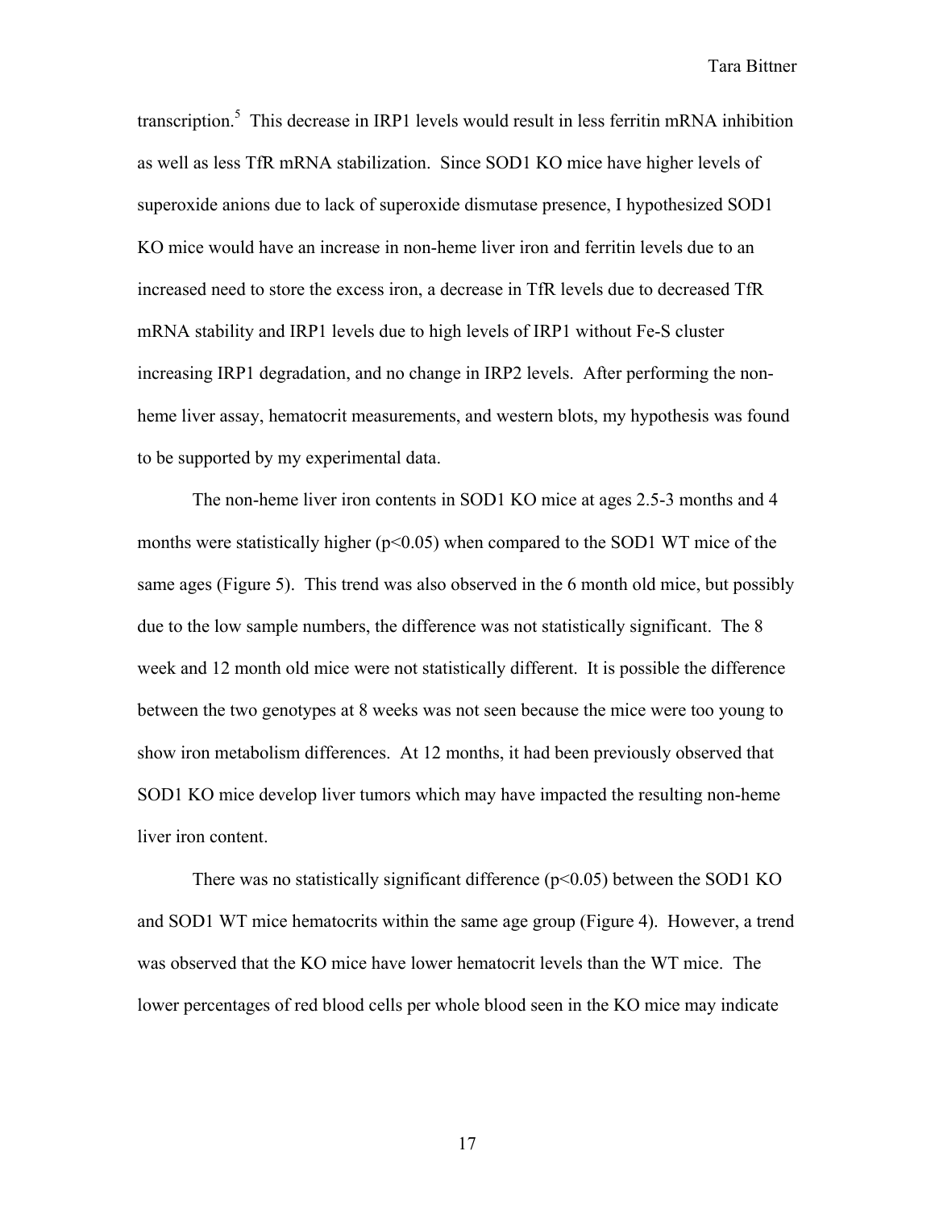transcription.[5] This decrease in IRP1 levels would result in less ferritin mRNA inhibition as well as less TfR mRNA stabilization. Since SOD1 KO mice have higher levels of superoxide anions due to lack of superoxide dismutase presence, I hypothesized SOD1 KO mice would have an increase in non-heme liver iron and ferritin levels due to an increased need to store the excess iron, a decrease in TfR levels due to decreased TfR mRNA stability and IRP1 levels due to high levels of IRP1 without Fe-S cluster increasing IRP1 degradation, and no change in IRP2 levels. After performing the non-heme liver assay, hematocrit measurements, and western blots, my hypothesis was found to be supported by my experimental data.

The non-heme liver iron contents in SOD1 KO mice at ages 2.5-3 months and 4 months were statistically higher ($p<0.05$) when compared to the SOD1 WT mice of the same ages (Figure 5). This trend was also observed in the 6 month old mice, but possibly due to the low sample numbers, the difference was not statistically significant. The 8 week and 12 month old mice were not statistically different. It is possible the difference between the two genotypes at 8 weeks was not seen because the mice were too young to show iron metabolism differences. At 12 months, it had been previously observed that SOD1 KO mice develop liver tumors which may have impacted the resulting non-heme liver iron content.

There was no statistically significant difference ($p<0.05$) between the SOD1 KO and SOD1 WT mice hematocrits within the same age group (Figure 4). However, a trend was observed that the KO mice have lower hematocrit levels than the WT mice. The lower percentages of red blood cells per whole blood seen in the KO mice may indicate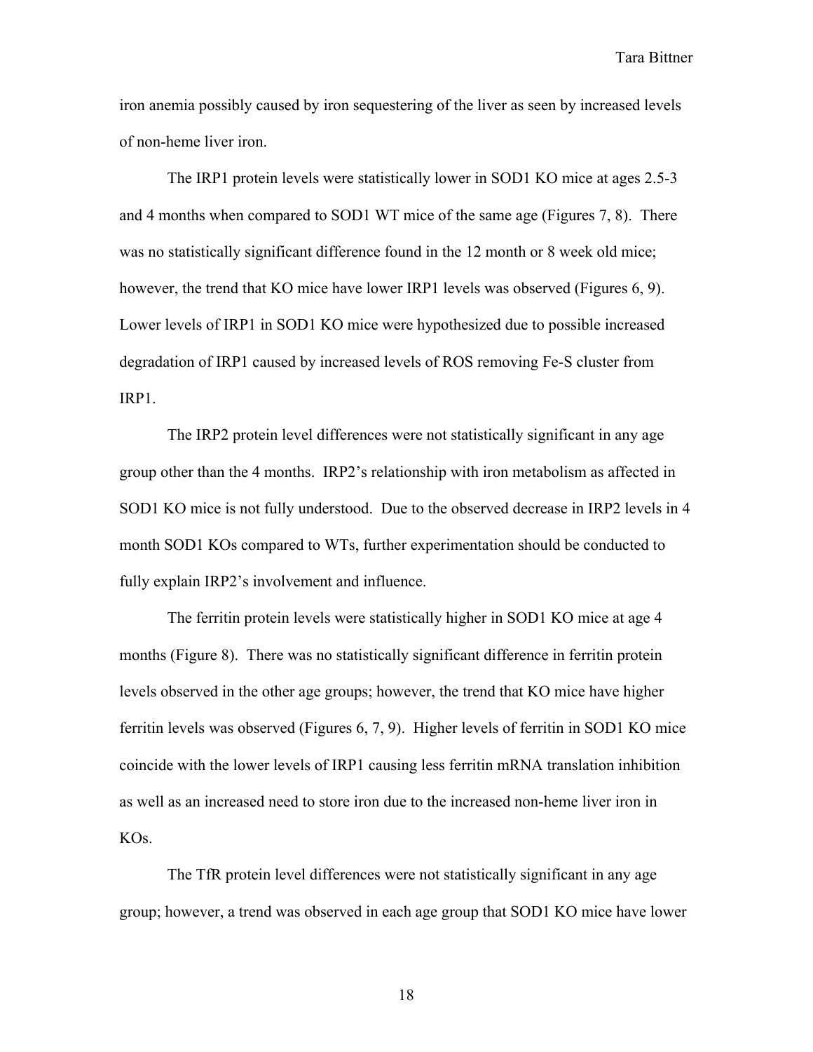iron anemia possibly caused by iron sequestering of the liver as seen by increased levels of non-heme liver iron.

The IRP1 protein levels were statistically lower in SOD1 KO mice at ages 2.5-3 and 4 months when compared to SOD1 WT mice of the same age (Figures 7, 8). There was no statistically significant difference found in the 12 month or 8 week old mice; however, the trend that KO mice have lower IRP1 levels was observed (Figures 6, 9). Lower levels of IRP1 in SOD1 KO mice were hypothesized due to possible increased degradation of IRP1 caused by increased levels of ROS removing Fe-S cluster from IRP1.

The IRP2 protein level differences were not statistically significant in any age group other than the 4 months. IRP2's relationship with iron metabolism as affected in SOD1 KO mice is not fully understood. Due to the observed decrease in IRP2 levels in 4 month SOD1 KOs compared to WTs, further experimentation should be conducted to fully explain IRP2's involvement and influence.

The ferritin protein levels were statistically higher in SOD1 KO mice at age 4 months (Figure 8). There was no statistically significant difference in ferritin protein levels observed in the other age groups; however, the trend that KO mice have higher ferritin levels was observed (Figures 6, 7, 9). Higher levels of ferritin in SOD1 KO mice coincide with the lower levels of IRP1 causing less ferritin mRNA translation inhibition as well as an increased need to store iron due to the increased non-heme liver iron in KOs.

The TfR protein level differences were not statistically significant in any age group; however, a trend was observed in each age group that SOD1 KO mice have lower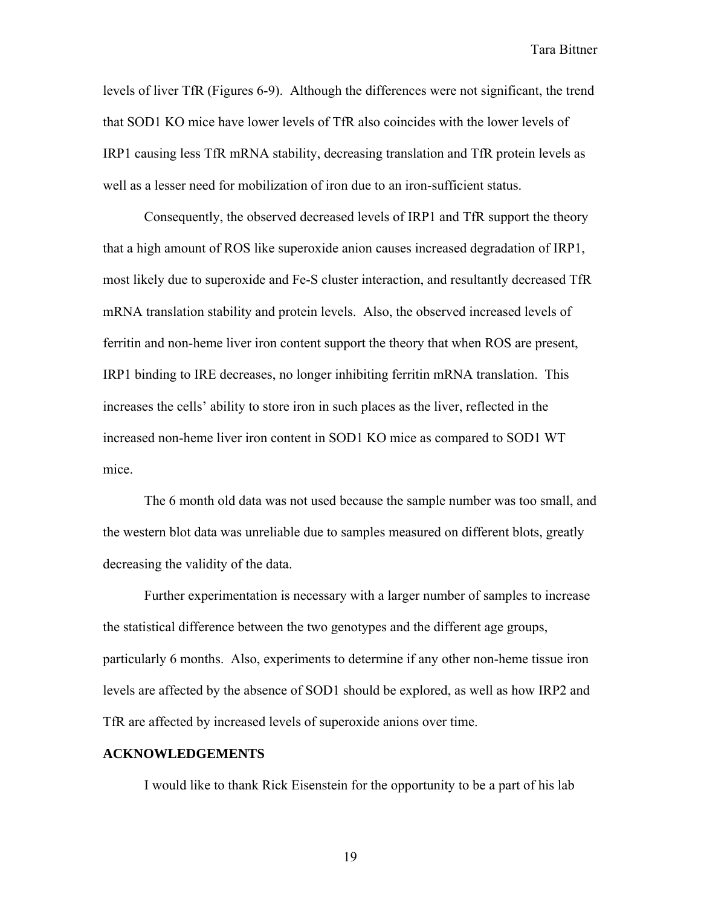levels of liver TfR (Figures 6-9). Although the differences were not significant, the trend that SOD1 KO mice have lower levels of TfR also coincides with the lower levels of IRP1 causing less TfR mRNA stability, decreasing translation and TfR protein levels as well as a lesser need for mobilization of iron due to an iron-sufficient status.

Consequently, the observed decreased levels of IRP1 and TfR support the theory that a high amount of ROS like superoxide anion causes increased degradation of IRP1, most likely due to superoxide and Fe-S cluster interaction, and resultantly decreased TfR mRNA translation stability and protein levels. Also, the observed increased levels of ferritin and non-heme liver iron content support the theory that when ROS are present, IRP1 binding to IRE decreases, no longer inhibiting ferritin mRNA translation. This increases the cells' ability to store iron in such places as the liver, reflected in the increased non-heme liver iron content in SOD1 KO mice as compared to SOD1 WT mice.

The 6 month old data was not used because the sample number was too small, and the western blot data was unreliable due to samples measured on different blots, greatly decreasing the validity of the data.

Further experimentation is necessary with a larger number of samples to increase the statistical difference between the two genotypes and the different age groups, particularly 6 months. Also, experiments to determine if any other non-heme tissue iron levels are affected by the absence of SOD1 should be explored, as well as how IRP2 and TfR are affected by increased levels of superoxide anions over time.

## ACKNOWLEDGEMENTS

I would like to thank Rick Eisenstein for the opportunity to be a part of his lab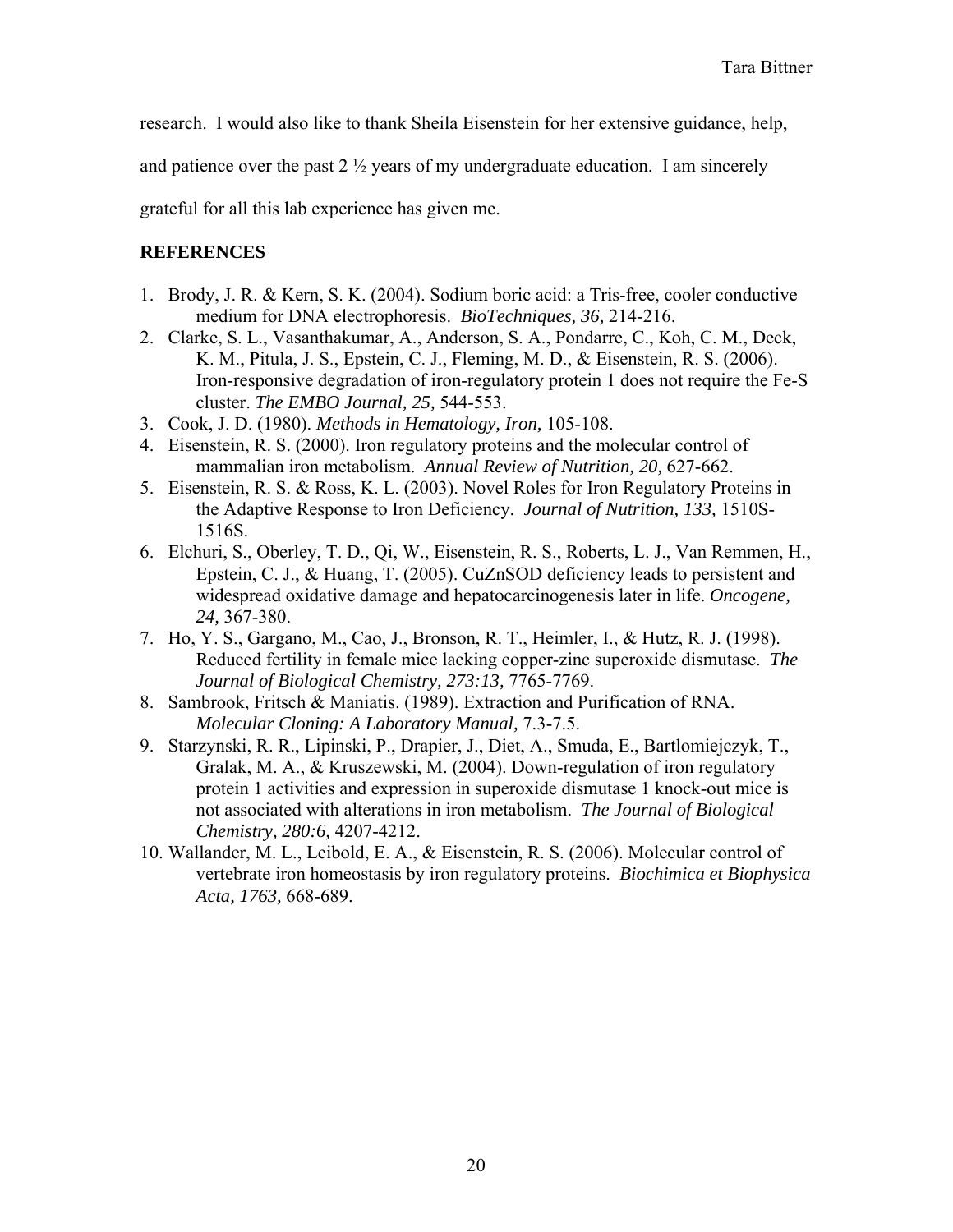research. I would also like to thank Sheila Eisenstein for her extensive guidance, help, and patience over the past 2 ½ years of my undergraduate education. I am sincerely grateful for all this lab experience has given me.

## REFERENCES

1. Brody, J. R. & Kern, S. K. (2004). Sodium boric acid: a Tris-free, cooler conductive medium for DNA electrophoresis. *BioTechniques, 36,* 214-216.
2. Clarke, S. L., Vasanthakumar, A., Anderson, S. A., Pondarre, C., Koh, C. M., Deck, K. M., Pitula, J. S., Epstein, C. J., Fleming, M. D., & Eisenstein, R. S. (2006). Iron-responsive degradation of iron-regulatory protein 1 does not require the Fe-S cluster. *The EMBO Journal, 25,* 544-553.
3. Cook, J. D. (1980). *Methods in Hematology, Iron,* 105-108.
4. Eisenstein, R. S. (2000). Iron regulatory proteins and the molecular control of mammalian iron metabolism. *Annual Review of Nutrition, 20,* 627-662.
5. Eisenstein, R. S. & Ross, K. L. (2003). Novel Roles for Iron Regulatory Proteins in the Adaptive Response to Iron Deficiency. *Journal of Nutrition, 133,* 1510S-1516S.
6. Elchuri, S., Oberley, T. D., Qi, W., Eisenstein, R. S., Roberts, L. J., Van Remmen, H., Epstein, C. J., & Huang, T. (2005). CuZnSOD deficiency leads to persistent and widespread oxidative damage and hepatocarcinogenesis later in life. *Oncogene, 24,* 367-380.
7. Ho, Y. S., Gargano, M., Cao, J., Bronson, R. T., Heimler, I., & Hutz, R. J. (1998). Reduced fertility in female mice lacking copper-zinc superoxide dismutase. *The Journal of Biological Chemistry, 273:13,* 7765-7769.
8. Sambrook, Fritsch & Maniatis. (1989). Extraction and Purification of RNA. *Molecular Cloning: A Laboratory Manual,* 7.3-7.5.
9. Starzynski, R. R., Lipinski, P., Drapier, J., Diet, A., Smuda, E., Bartlomiejczyk, T., Gralak, M. A., & Kruszewski, M. (2004). Down-regulation of iron regulatory protein 1 activities and expression in superoxide dismutase 1 knock-out mice is not associated with alterations in iron metabolism. *The Journal of Biological Chemistry, 280:6,* 4207-4212.
10. Wallander, M. L., Leibold, E. A., & Eisenstein, R. S. (2006). Molecular control of vertebrate iron homeostasis by iron regulatory proteins. *Biochimica et Biophysica Acta, 1763,* 668-689.